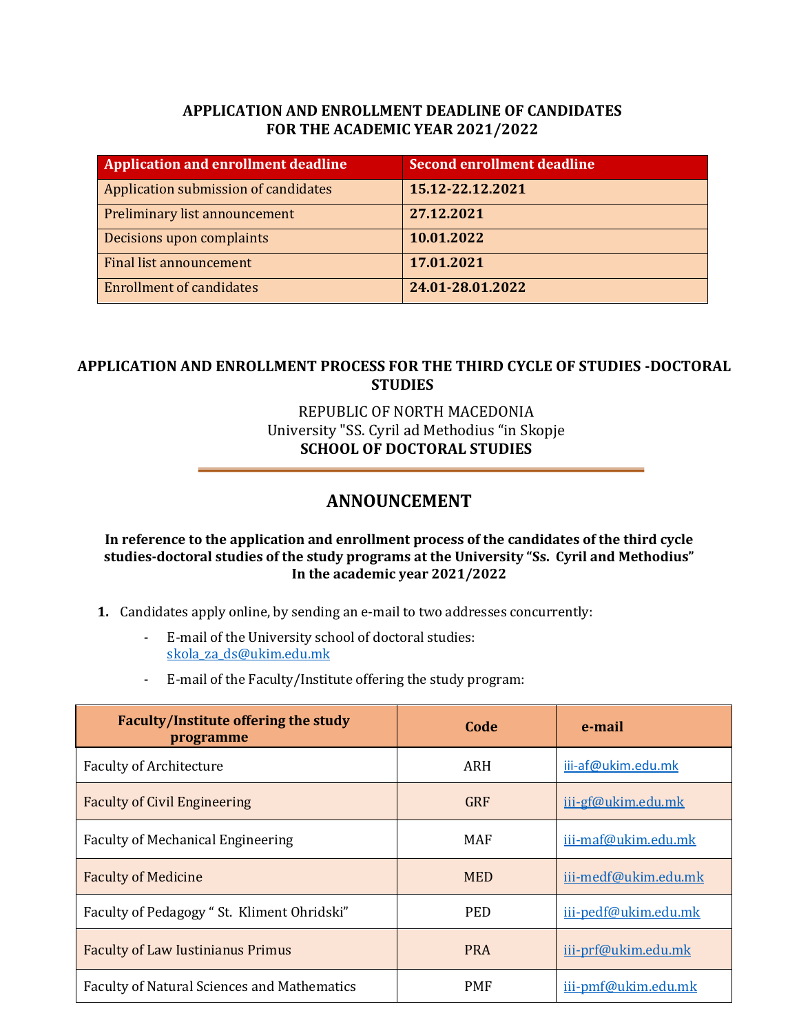## APPLICATION AND ENROLLMENT DEADLINE OF CANDIDATES FOR THE ACADEMIC YEAR 2021/2022

| Application and enrollment deadline | Second enrollment deadline |
|---|---|
| Application submission of candidates | **15.12-22.12.2021** |
| Preliminary list announcement | **27.12.2021** |
| Decisions upon complaints | **10.01.2022** |
| Final list announcement | **17.01.2021** |
| Enrollment of candidates | **24.01-28.01.2022** |

## APPLICATION AND ENROLLMENT PROCESS FOR THE THIRD CYCLE OF STUDIES -DOCTORAL STUDIES

REPUBLIC OF NORTH MACEDONIA
University "SS. Cyril ad Methodius "in Skopje
**SCHOOL OF DOCTORAL STUDIES**

# ANNOUNCEMENT

**In reference to the application and enrollment process of the candidates of the third cycle studies-doctoral studies of the study programs at the University "Ss. Cyril and Methodius" In the academic year 2021/2022**

1. Candidates apply online, by sending an e-mail to two addresses concurrently:
   - E-mail of the University school of doctoral studies: skola_za_ds@ukim.edu.mk
   - E-mail of the Faculty/Institute offering the study program:

| Faculty/Institute offering the study programme | Code | e-mail |
|---|---|---|
| Faculty of Architecture | ARH | iii-af@ukim.edu.mk |
| Faculty of Civil Engineering | GRF | iii-gf@ukim.edu.mk |
| Faculty of Mechanical Engineering | MAF | iii-maf@ukim.edu.mk |
| Faculty of Medicine | MED | iii-medf@ukim.edu.mk |
| Faculty of Pedagogy " St. Kliment Ohridski" | PED | iii-pedf@ukim.edu.mk |
| Faculty of Law Iustinianus Primus | PRA | iii-prf@ukim.edu.mk |
| Faculty of Natural Sciences and Mathematics | PMF | iii-pmf@ukim.edu.mk |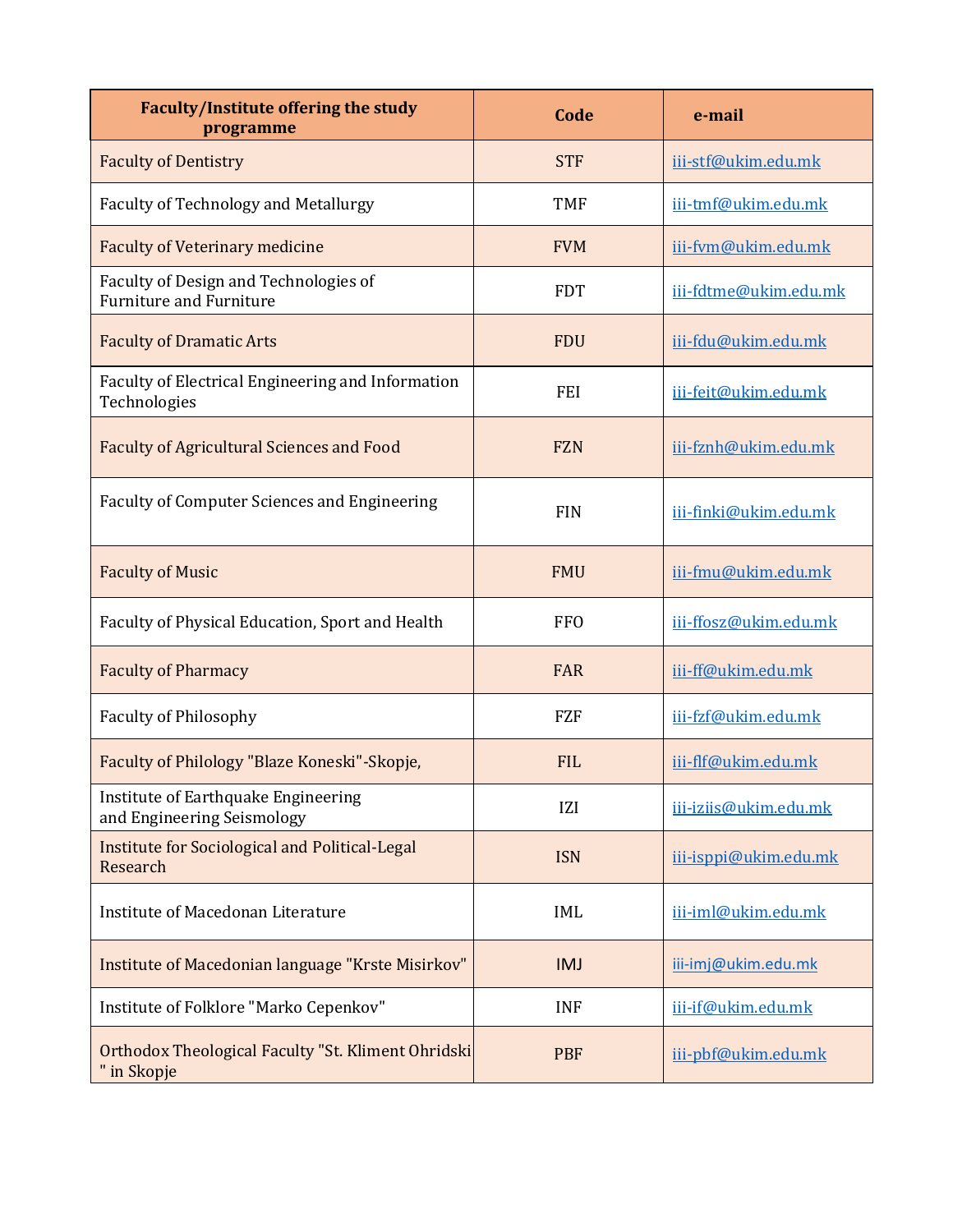| Faculty/Institute offering the study programme | Code | e-mail |
| --- | --- | --- |
| Faculty of Dentistry | STF | iii-stf@ukim.edu.mk |
| Faculty of Technology and Metallurgy | TMF | iii-tmf@ukim.edu.mk |
| Faculty of Veterinary medicine | FVM | iii-fvm@ukim.edu.mk |
| Faculty of Design and Technologies of Furniture and Furniture | FDT | iii-fdtme@ukim.edu.mk |
| Faculty of Dramatic Arts | FDU | iii-fdu@ukim.edu.mk |
| Faculty of Electrical Engineering and Information Technologies | FEI | iii-feit@ukim.edu.mk |
| Faculty of Agricultural Sciences and Food | FZN | iii-fznh@ukim.edu.mk |
| Faculty of Computer Sciences and Engineering | FIN | iii-finki@ukim.edu.mk |
| Faculty of Music | FMU | iii-fmu@ukim.edu.mk |
| Faculty of Physical Education, Sport and Health | FFO | iii-ffosz@ukim.edu.mk |
| Faculty of Pharmacy | FAR | iii-ff@ukim.edu.mk |
| Faculty of Philosophy | FZF | iii-fzf@ukim.edu.mk |
| Faculty of Philology "Blaze Koneski"-Skopje, | FIL | iii-flf@ukim.edu.mk |
| Institute of Earthquake Engineering and Engineering Seismology | IZI | iii-iziis@ukim.edu.mk |
| Institute for Sociological and Political-Legal Research | ISN | iii-isppi@ukim.edu.mk |
| Institute of Macedonan Literature | IML | iii-iml@ukim.edu.mk |
| Institute of Macedonian language "Krste Misirkov" | IMJ | iii-imj@ukim.edu.mk |
| Institute of Folklore "Marko Cepenkov" | INF | iii-if@ukim.edu.mk |
| Orthodox Theological Faculty "St. Kliment Ohridski " in Skopje | PBF | iii-pbf@ukim.edu.mk |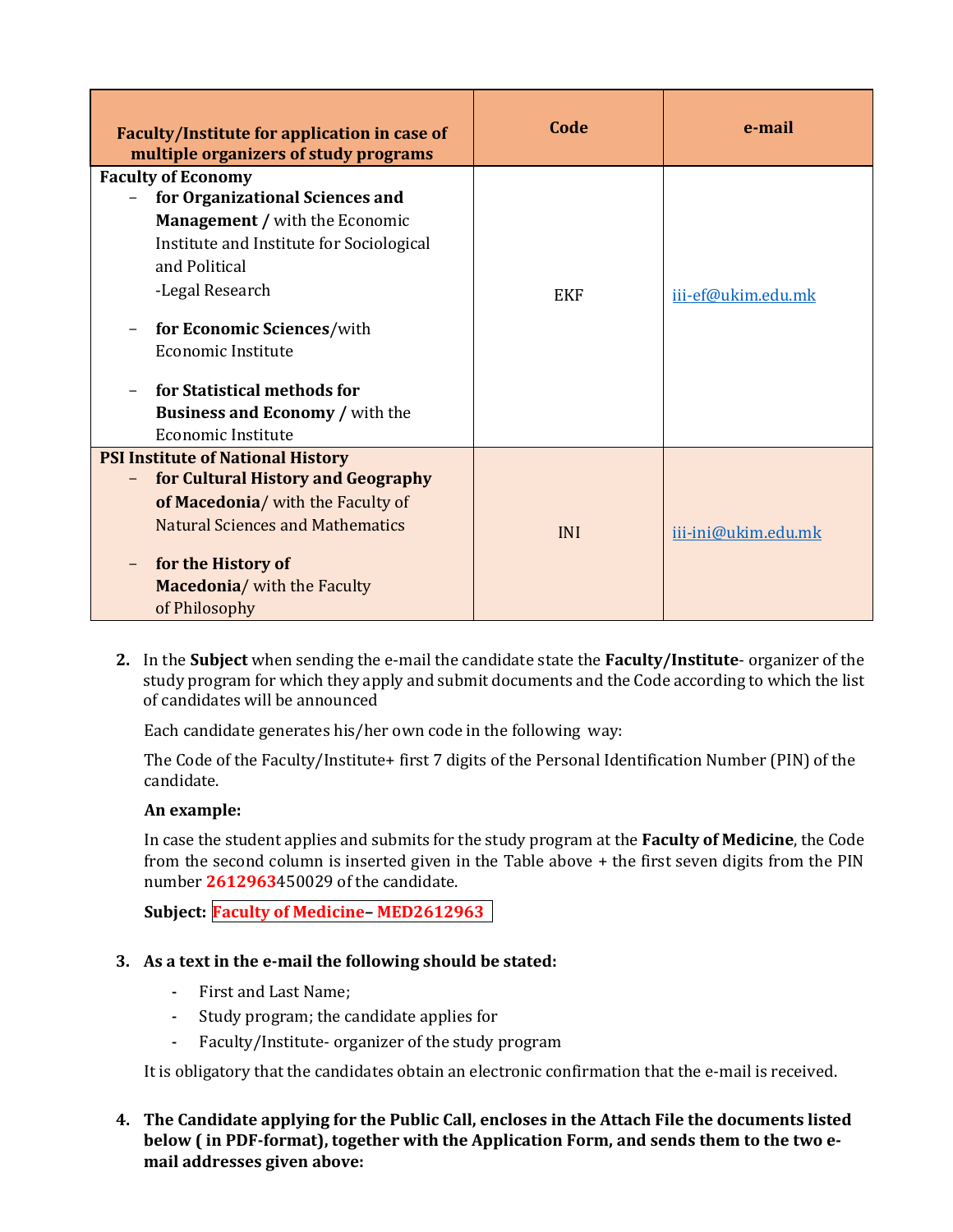| Faculty/Institute for application in case of multiple organizers of study programs | Code | e-mail |
|---|---|---|
| **Faculty of Economy**<br>– **for Organizational Sciences and Management /** with the Economic Institute and Institute for Sociological and Political -Legal Research<br>– **for Economic Sciences**/with Economic Institute<br>– **for Statistical methods for Business and Economy /** with the Economic Institute | EKF | iii-ef@ukim.edu.mk |
| **PSI Institute of National History**<br>– **for Cultural History and Geography of Macedonia**/ with the Faculty of Natural Sciences and Mathematics<br>– **for the History of Macedonia**/ with the Faculty of Philosophy | INI | iii-ini@ukim.edu.mk |

2. In the **Subject** when sending the e-mail the candidate state the **Faculty/Institute**- organizer of the study program for which they apply and submit documents and the Code according to which the list of candidates will be announced

   Each candidate generates his/her own code in the following way:

   The Code of the Faculty/Institute+ first 7 digits of the Personal Identification Number (PIN) of the candidate.

   **An example:**

   In case the student applies and submits for the study program at the **Faculty of Medicine**, the Code from the second column is inserted given in the Table above + the first seven digits from the PIN number **2612963**450029 of the candidate.

   **Subject:** **Faculty of Medicine– MED2612963**

3. **As a text in the e-mail the following should be stated:**
   - First and Last Name;
   - Study program; the candidate applies for
   - Faculty/Institute- organizer of the study program

   It is obligatory that the candidates obtain an electronic confirmation that the e-mail is received.

4. **The Candidate applying for the Public Call, encloses in the Attach File the documents listed below ( in PDF-format), together with the Application Form, and sends them to the two e-mail addresses given above:**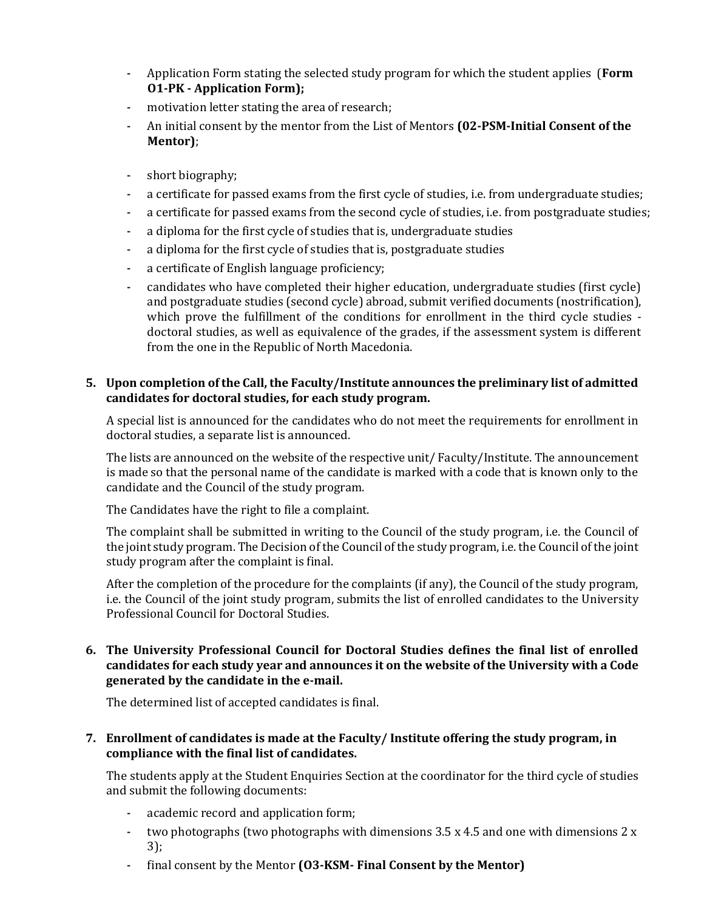- Application Form stating the selected study program for which the student applies (**Form O1-PK - Application Form);**
- motivation letter stating the area of research;
- An initial consent by the mentor from the List of Mentors **(02-PSM-Initial Consent of the Mentor)**;
- short biography;
- a certificate for passed exams from the first cycle of studies, i.e. from undergraduate studies;
- a certificate for passed exams from the second cycle of studies, i.e. from postgraduate studies;
- a diploma for the first cycle of studies that is, undergraduate studies
- a diploma for the first cycle of studies that is, postgraduate studies
- a certificate of English language proficiency;
- candidates who have completed their higher education, undergraduate studies (first cycle) and postgraduate studies (second cycle) abroad, submit verified documents (nostrification), which prove the fulfillment of the conditions for enrollment in the third cycle studies - doctoral studies, as well as equivalence of the grades, if the assessment system is different from the one in the Republic of North Macedonia.

5. **Upon completion of the Call, the Faculty/Institute announces the preliminary list of admitted candidates for doctoral studies, for each study program.**

   A special list is announced for the candidates who do not meet the requirements for enrollment in doctoral studies, a separate list is announced.

   The lists are announced on the website of the respective unit/ Faculty/Institute. The announcement is made so that the personal name of the candidate is marked with a code that is known only to the candidate and the Council of the study program.

   The Candidates have the right to file a complaint.

   The complaint shall be submitted in writing to the Council of the study program, i.e. the Council of the joint study program. The Decision of the Council of the study program, i.e. the Council of the joint study program after the complaint is final.

   After the completion of the procedure for the complaints (if any), the Council of the study program, i.e. the Council of the joint study program, submits the list of enrolled candidates to the University Professional Council for Doctoral Studies.

6. **The University Professional Council for Doctoral Studies defines the final list of enrolled candidates for each study year and announces it on the website of the University with a Code generated by the candidate in the e-mail.**

   The determined list of accepted candidates is final.

7. **Enrollment of candidates is made at the Faculty/ Institute offering the study program, in compliance with the final list of candidates.**

   The students apply at the Student Enquiries Section at the coordinator for the third cycle of studies and submit the following documents:

   - academic record and application form;
   - two photographs (two photographs with dimensions 3.5 x 4.5 and one with dimensions 2 x 3);
   - final consent by the Mentor **(O3-KSM- Final Consent by the Mentor)**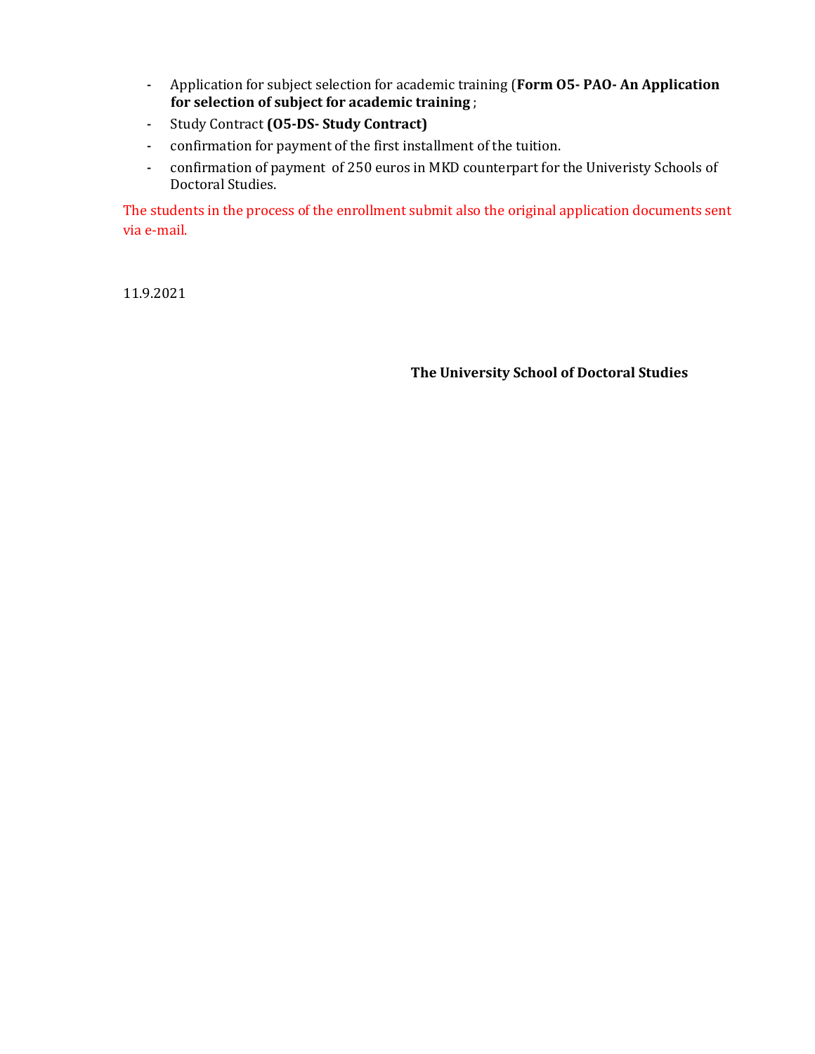- Application for subject selection for academic training (**Form O5- PAO- An Application for selection of subject for academic training** ;
- Study Contract **(O5-DS- Study Contract)**
- confirmation for payment of the first installment of the tuition.
- confirmation of payment of 250 euros in MKD counterpart for the Univeristy Schools of Doctoral Studies.

The students in the process of the enrollment submit also the original application documents sent via e-mail.

11.9.2021

**The University School of Doctoral Studies**